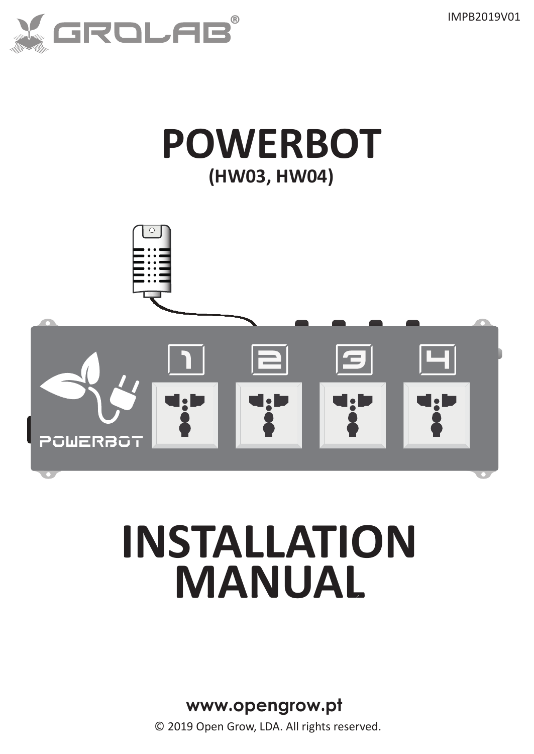IMPB2019V01

GROLAB®

# POWERBOT

**(HW03, HW04)**

# INSTALLATION MANUAL

**www.opengrow.pt**

© 2019 Open Grow, LDA. All rights reserved.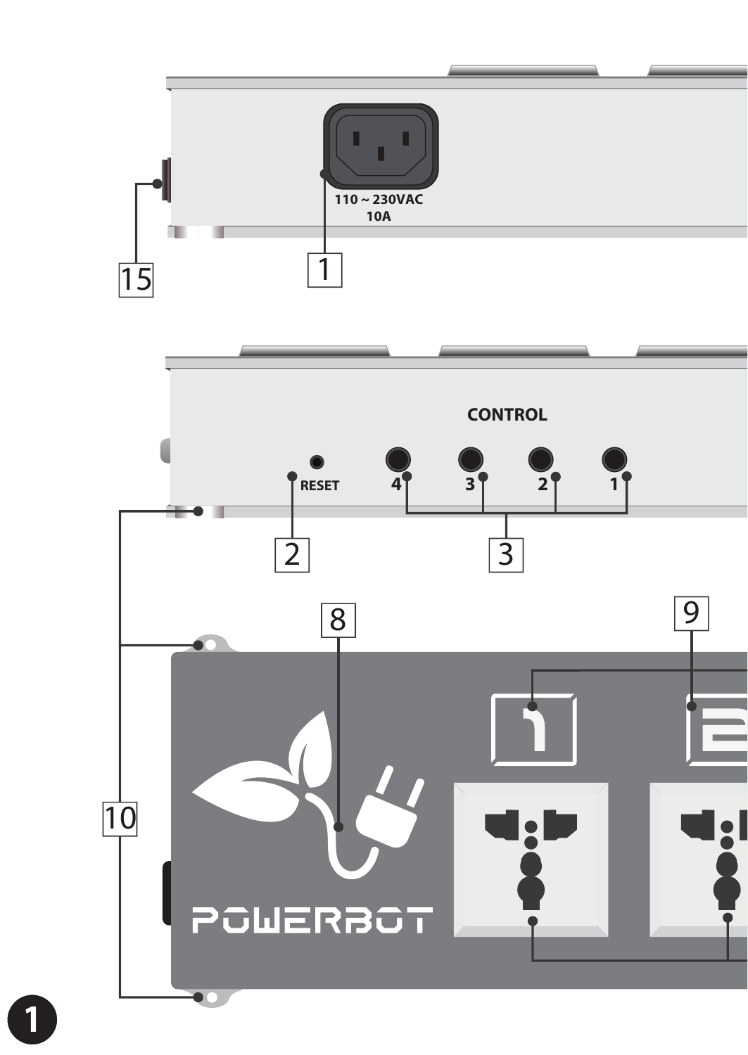110 ~ 230VAC
10A

CONTROL

RESET

4 3 2 1

1 2 3 8 9 10 15

POWERBOT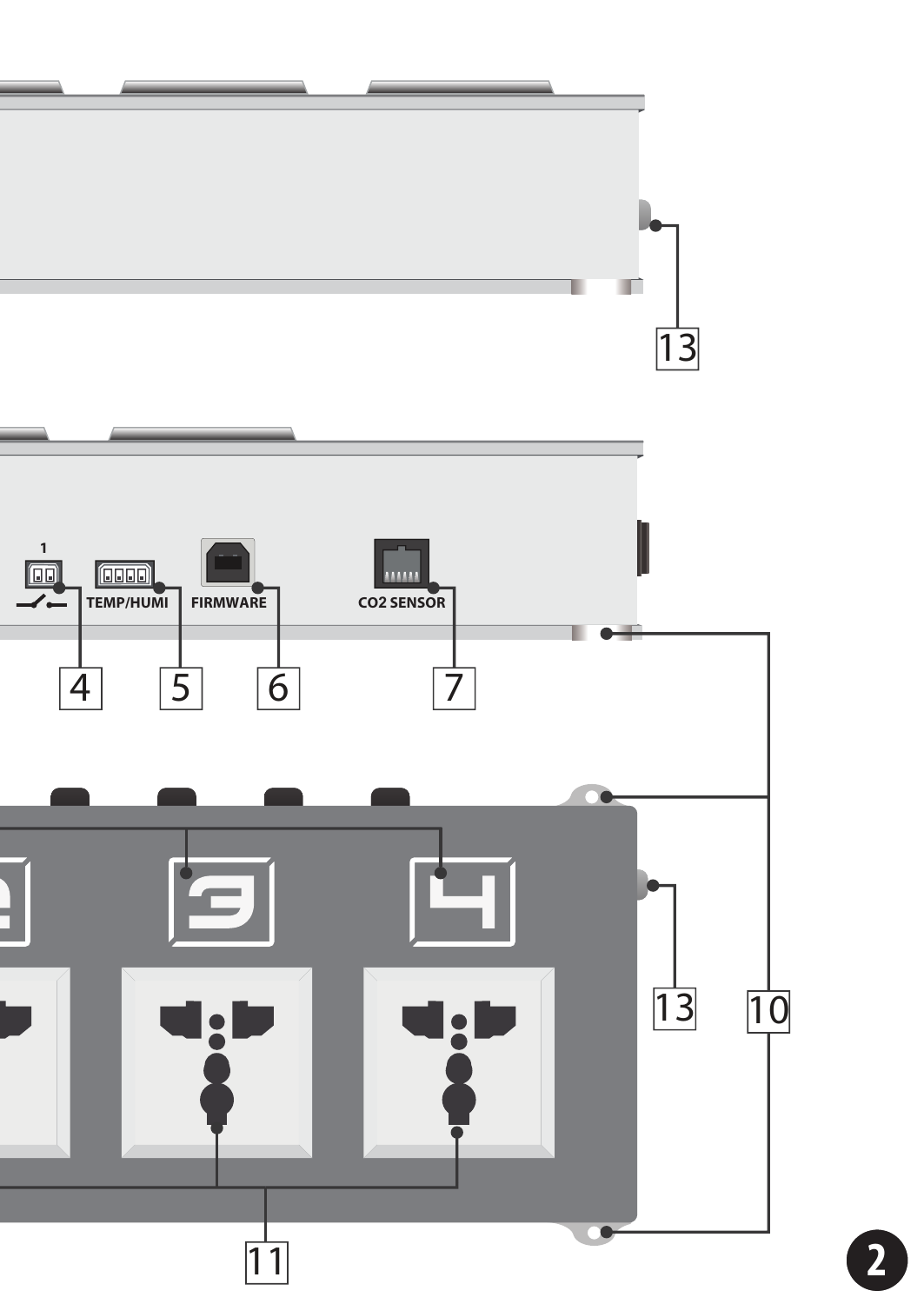1

TEMP/HUMI

FIRMWARE

CO2 SENSOR

4

5

6

7

10

11

13

13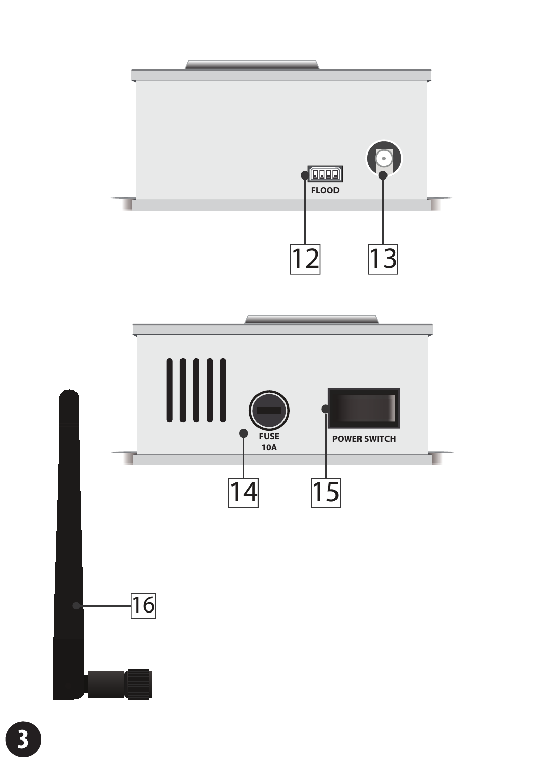FLOOD

12

13

FUSE
10A

POWER SWITCH

14

15

16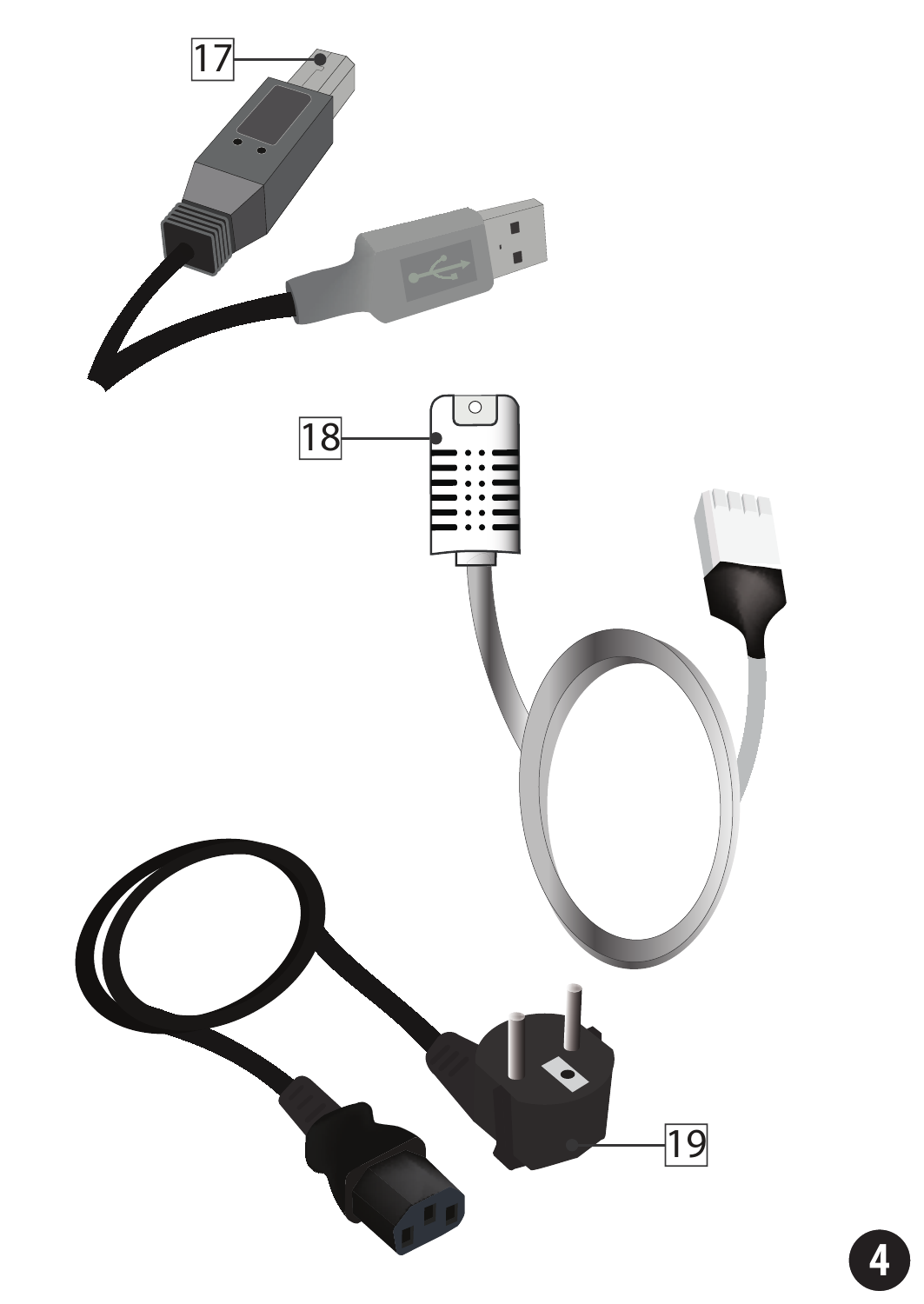17

18

19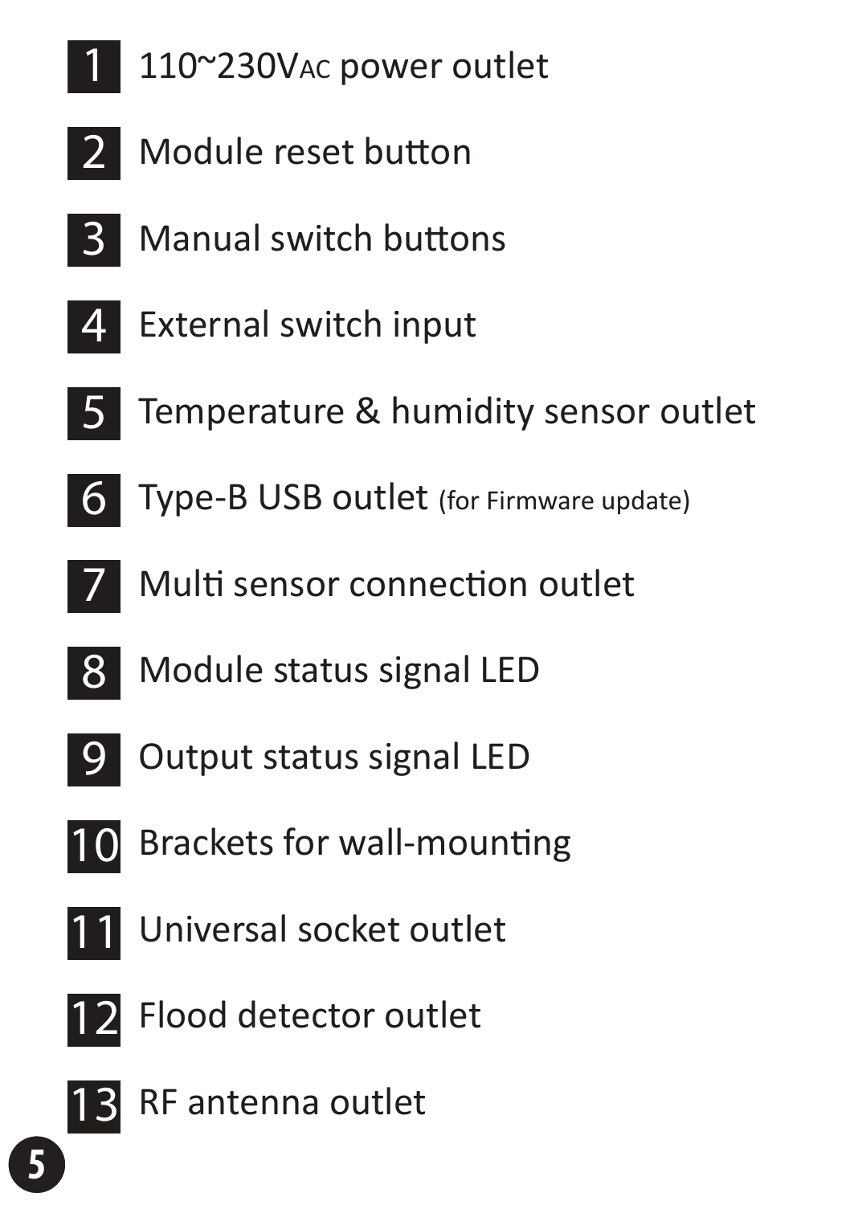1. 110~230VAC power outlet
2. Module reset button
3. Manual switch buttons
4. External switch input
5. Temperature & humidity sensor outlet
6. Type-B USB outlet (for Firmware update)
7. Multi sensor connection outlet
8. Module status signal LED
9. Output status signal LED
10. Brackets for wall-mounting
11. Universal socket outlet
12. Flood detector outlet
13. RF antenna outlet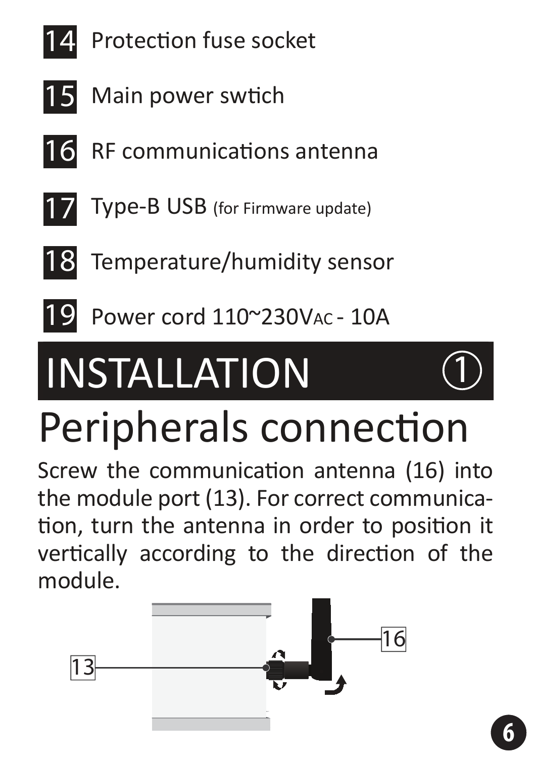14 Protection fuse socket

15 Main power swtich

16 RF communications antenna

17 Type-B USB (for Firmware update)

18 Temperature/humidity sensor

19 Power cord 110~230VAC - 10A

# INSTALLATION ①

## Peripherals connection

Screw the communication antenna (16) into the module port (13). For correct communication, turn the antenna in order to position it vertically according to the direction of the module.

13

16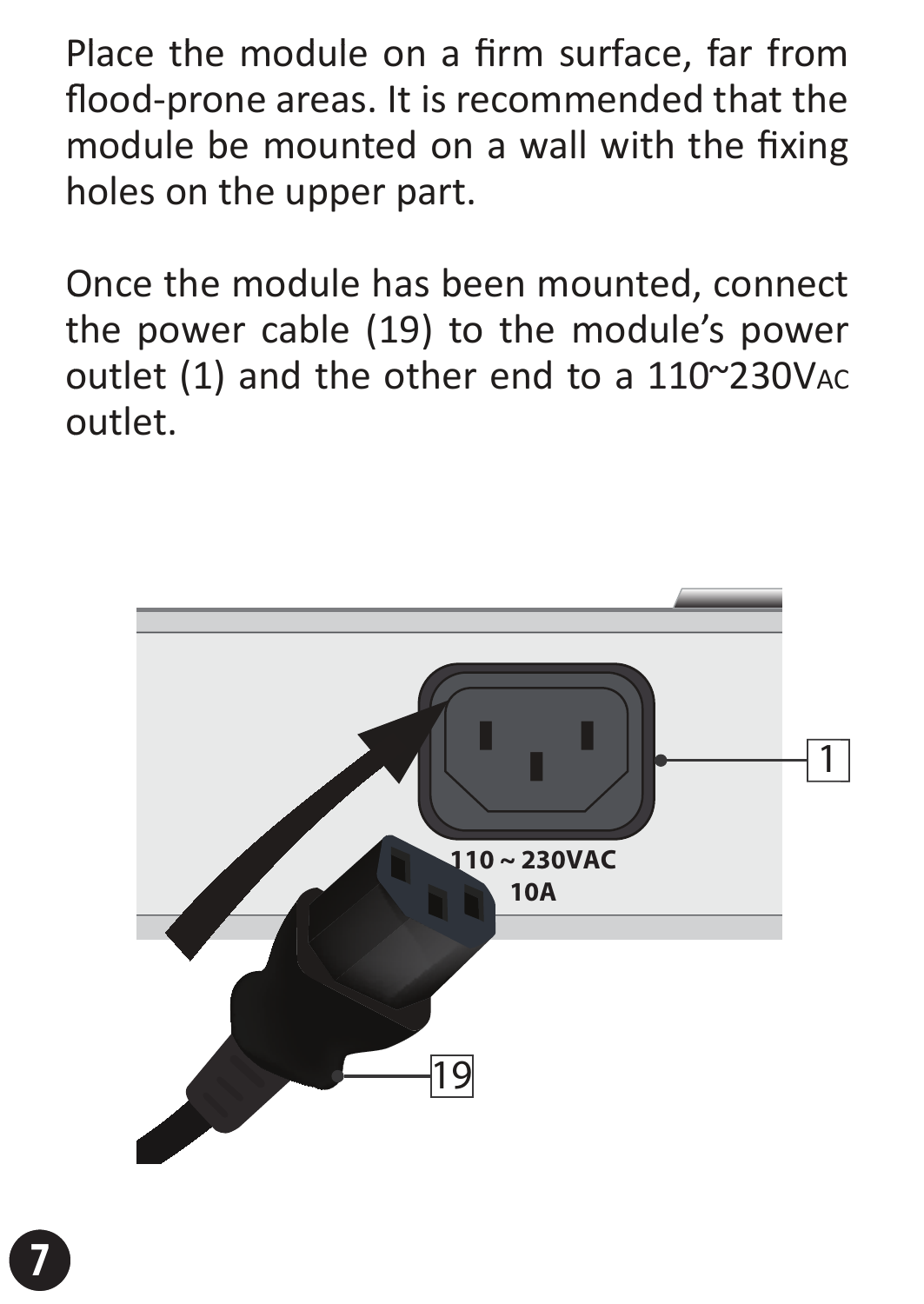Place the module on a firm surface, far from flood-prone areas. It is recommended that the module be mounted on a wall with the fixing holes on the upper part.

Once the module has been mounted, connect the power cable (19) to the module's power outlet (1) and the other end to a 110~230VAC outlet.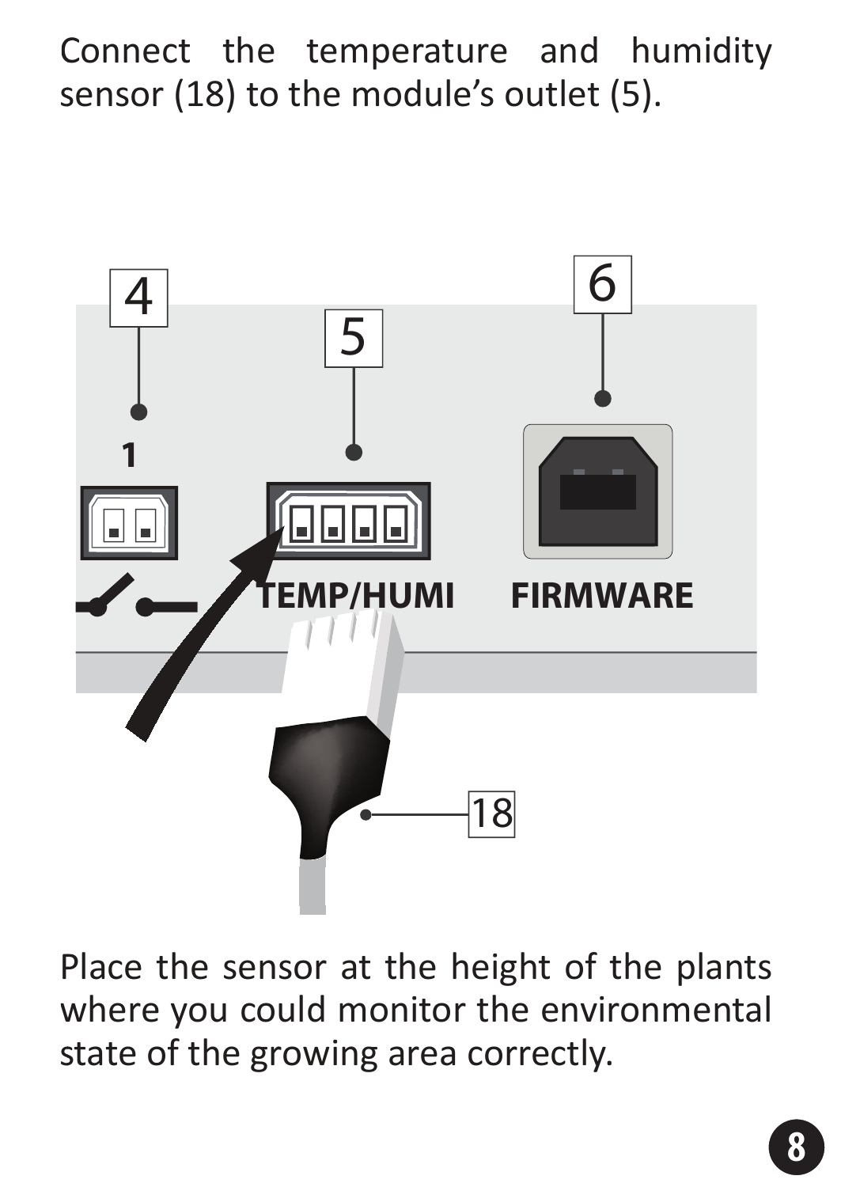Connect the temperature and humidity sensor (18) to the module's outlet (5).

Place the sensor at the height of the plants where you could monitor the environmental state of the growing area correctly.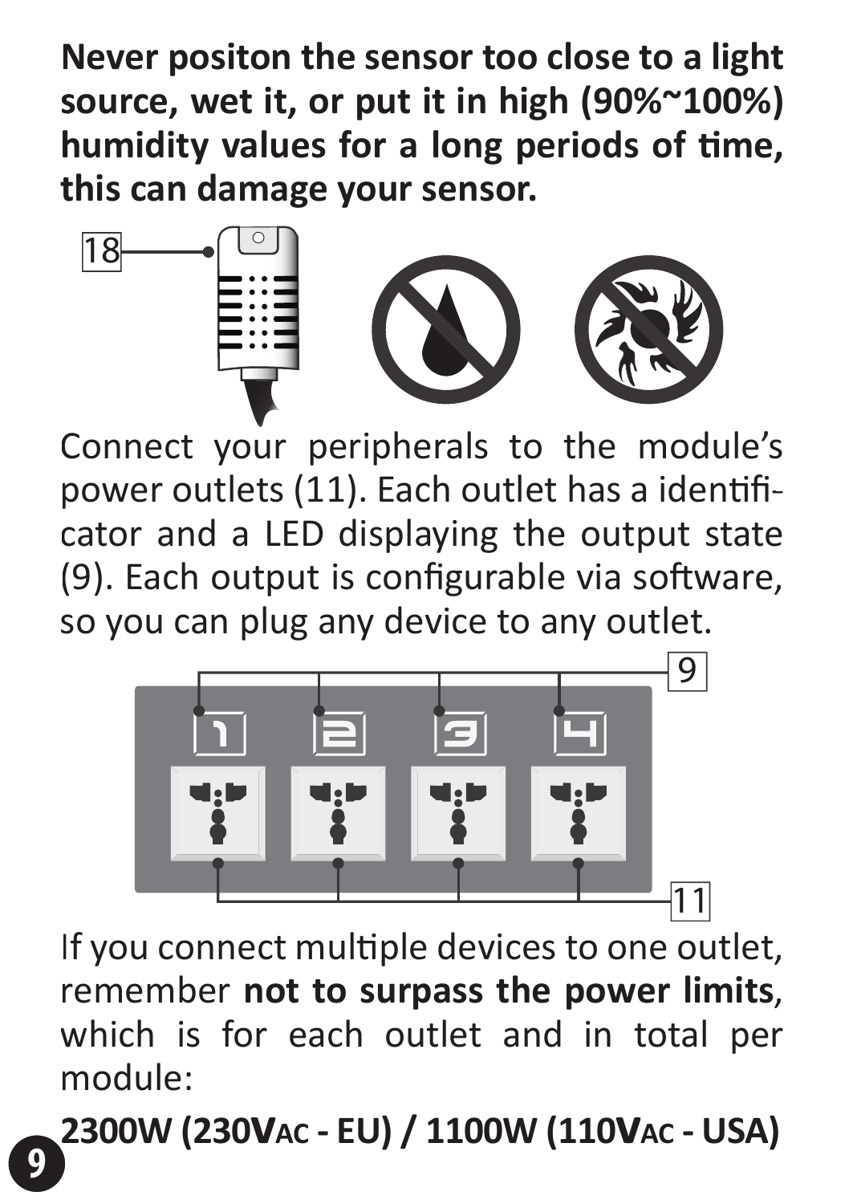**Never positon the sensor too close to a light source, wet it, or put it in high (90%~100%) humidity values for a long periods of time, this can damage your sensor.**

Connect your peripherals to the module's power outlets (11). Each outlet has a identificator and a LED displaying the output state (9). Each output is configurable via software, so you can plug any device to any outlet.

If you connect multiple devices to one outlet, remember **not to surpass the power limits**, which is for each outlet and in total per module:

**2300W (230$V_{AC}$ - EU) / 1100W (110$V_{AC}$ - USA)**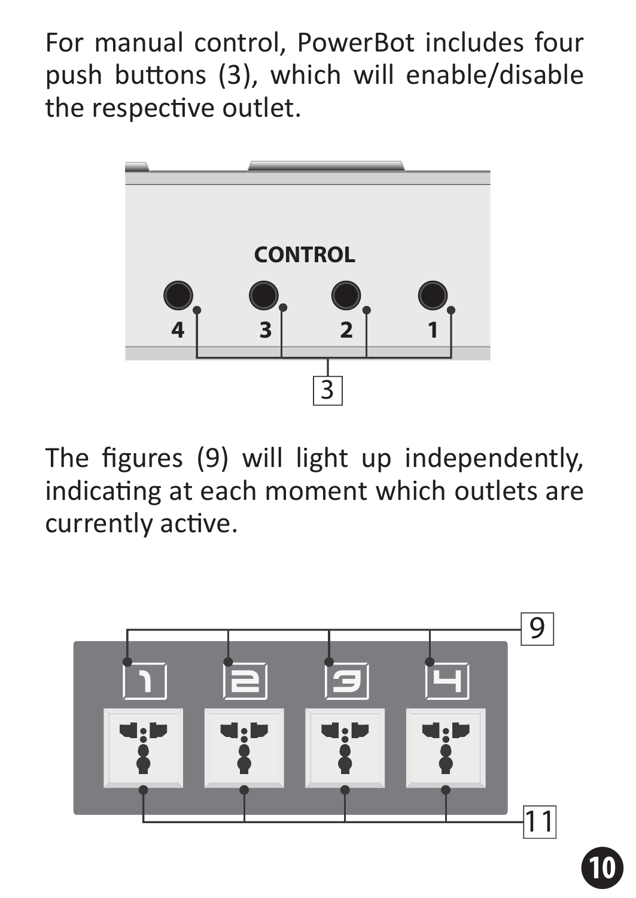For manual control, PowerBot includes four push buttons (3), which will enable/disable the respective outlet.

The figures (9) will light up independently, indicating at each moment which outlets are currently active.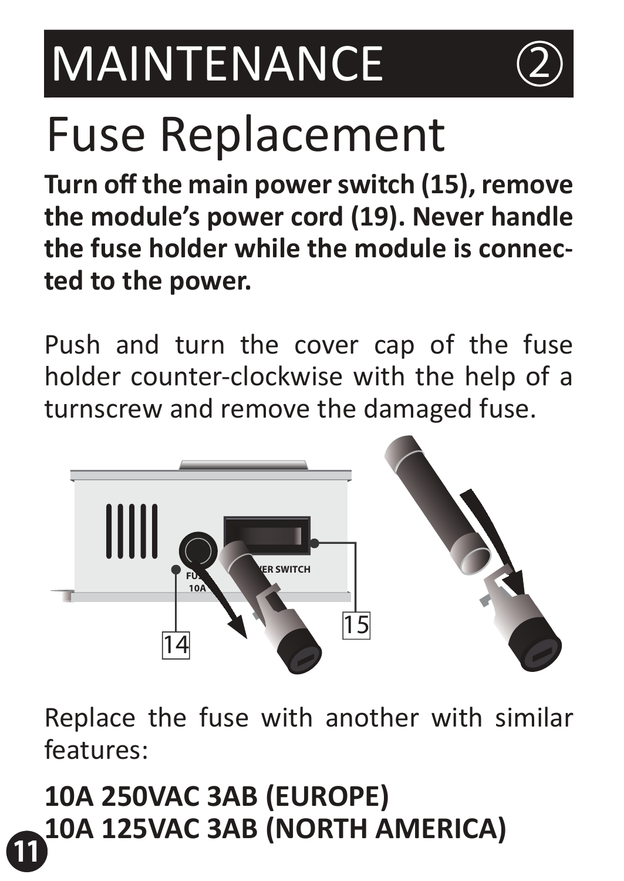# MAINTENANCE ②

## Fuse Replacement

**Turn off the main power switch (15), remove the module's power cord (19). Never handle the fuse holder while the module is connected to the power.**

Push and turn the cover cap of the fuse holder counter-clockwise with the help of a turnscrew and remove the damaged fuse.

Replace the fuse with another with similar features:

**10A 250VAC 3AB (EUROPE)**
**10A 125VAC 3AB (NORTH AMERICA)**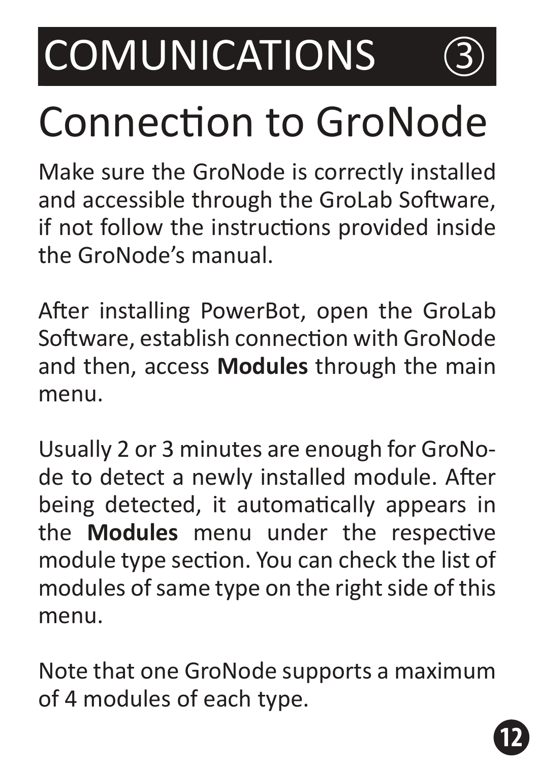# COMUNICATIONS ③

## Connection to GroNode

Make sure the GroNode is correctly installed and accessible through the GroLab Software, if not follow the instructions provided inside the GroNode's manual.

After installing PowerBot, open the GroLab Software, establish connection with GroNode and then, access **Modules** through the main menu.

Usually 2 or 3 minutes are enough for GroNode to detect a newly installed module. After being detected, it automatically appears in the **Modules** menu under the respective module type section. You can check the list of modules of same type on the right side of this menu.

Note that one GroNode supports a maximum of 4 modules of each type.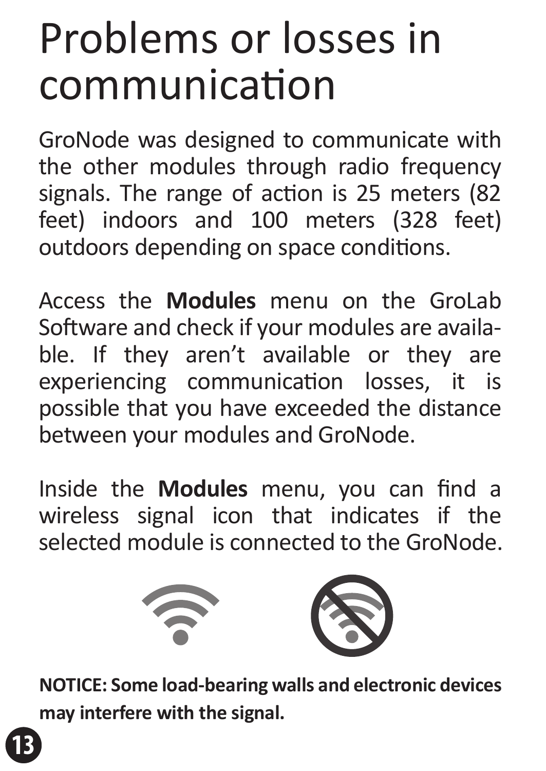# Problems or losses in communication

GroNode was designed to communicate with the other modules through radio frequency signals. The range of action is 25 meters (82 feet) indoors and 100 meters (328 feet) outdoors depending on space conditions.

Access the **Modules** menu on the GroLab Software and check if your modules are available. If they aren't available or they are experiencing communication losses, it is possible that you have exceeded the distance between your modules and GroNode.

Inside the **Modules** menu, you can find a wireless signal icon that indicates if the selected module is connected to the GroNode.

**NOTICE: Some load-bearing walls and electronic devices may interfere with the signal.**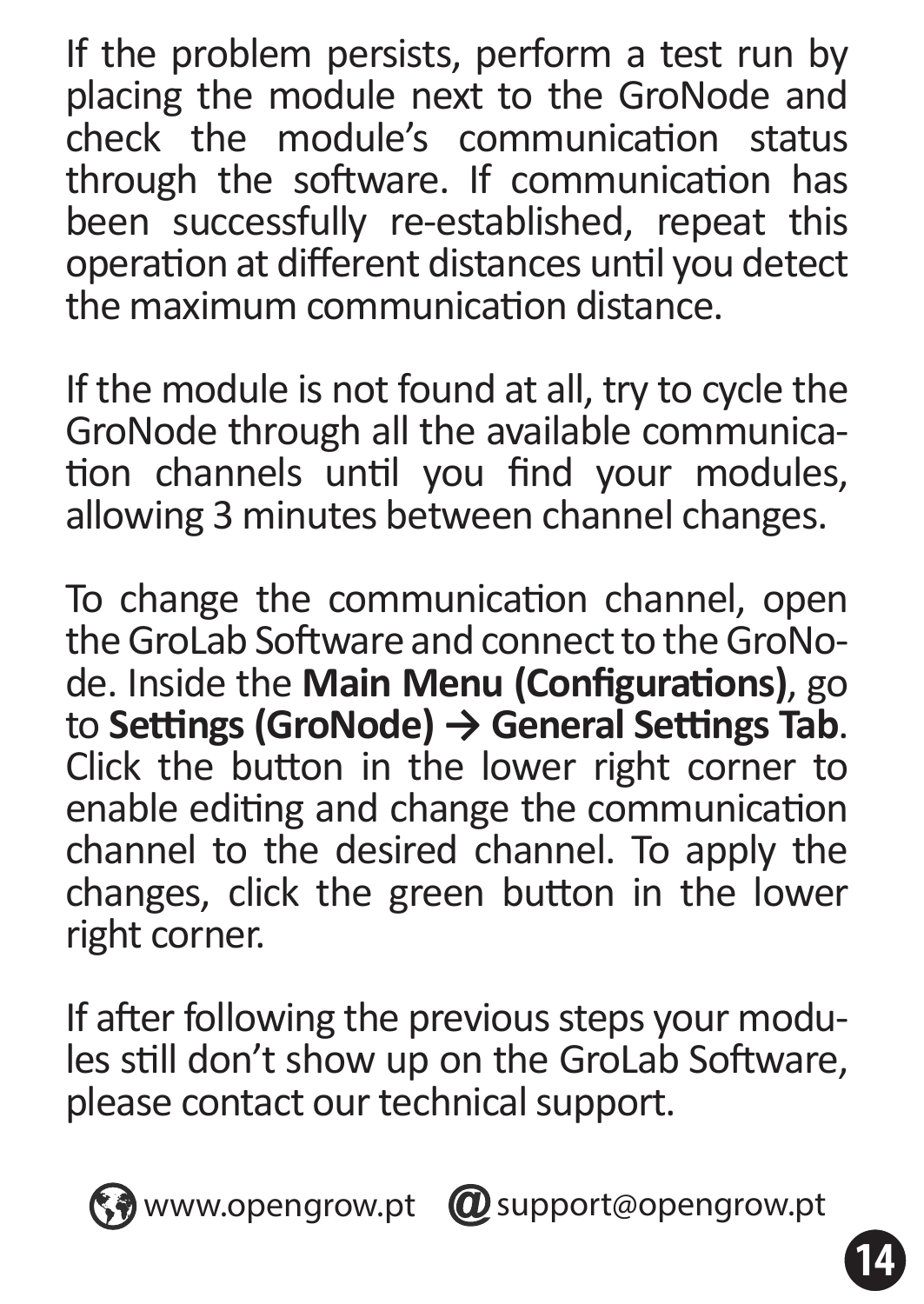If the problem persists, perform a test run by placing the module next to the GroNode and check the module's communication status through the software. If communication has been successfully re-established, repeat this operation at different distances until you detect the maximum communication distance.

If the module is not found at all, try to cycle the GroNode through all the available communication channels until you find your modules, allowing 3 minutes between channel changes.

To change the communication channel, open the GroLab Software and connect to the GroNode. Inside the **Main Menu (Configurations)**, go to **Settings (GroNode) → General Settings Tab**. Click the button in the lower right corner to enable editing and change the communication channel to the desired channel. To apply the changes, click the green button in the lower right corner.

If after following the previous steps your modules still don't show up on the GroLab Software, please contact our technical support.

www.opengrow.pt support@opengrow.pt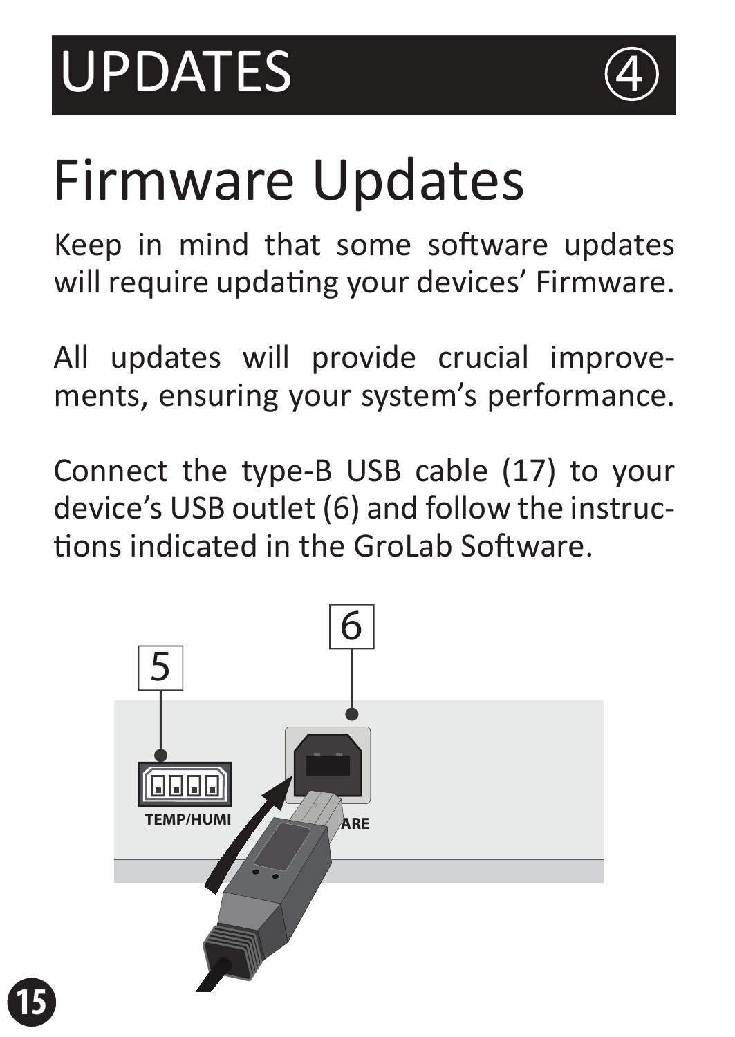# UPDATES ④

## Firmware Updates

Keep in mind that some software updates will require updating your devices' Firmware.

All updates will provide crucial improvements, ensuring your system's performance.

Connect the type-B USB cable (17) to your device's USB outlet (6) and follow the instructions indicated in the GroLab Software.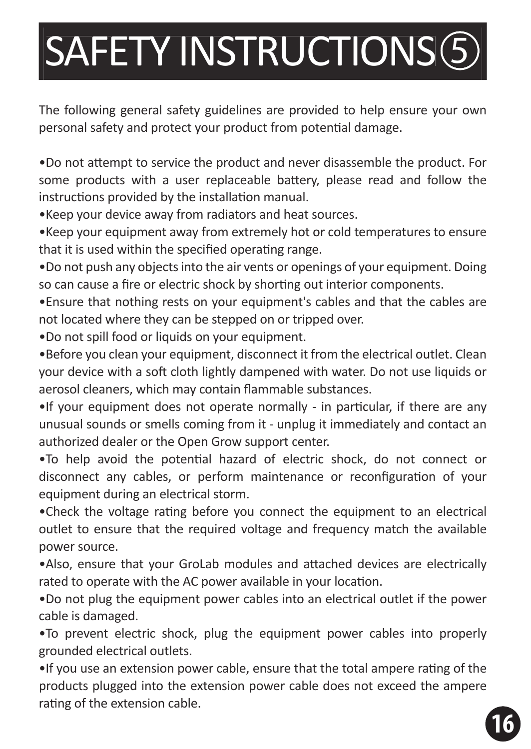# SAFETY INSTRUCTIONS ⑤

The following general safety guidelines are provided to help ensure your own personal safety and protect your product from potential damage.

- Do not attempt to service the product and never disassemble the product. For some products with a user replaceable battery, please read and follow the instructions provided by the installation manual.
- Keep your device away from radiators and heat sources.
- Keep your equipment away from extremely hot or cold temperatures to ensure that it is used within the specified operating range.
- Do not push any objects into the air vents or openings of your equipment. Doing so can cause a fire or electric shock by shorting out interior components.
- Ensure that nothing rests on your equipment's cables and that the cables are not located where they can be stepped on or tripped over.
- Do not spill food or liquids on your equipment.
- Before you clean your equipment, disconnect it from the electrical outlet. Clean your device with a soft cloth lightly dampened with water. Do not use liquids or aerosol cleaners, which may contain flammable substances.
- If your equipment does not operate normally - in particular, if there are any unusual sounds or smells coming from it - unplug it immediately and contact an authorized dealer or the Open Grow support center.
- To help avoid the potential hazard of electric shock, do not connect or disconnect any cables, or perform maintenance or reconfiguration of your equipment during an electrical storm.
- Check the voltage rating before you connect the equipment to an electrical outlet to ensure that the required voltage and frequency match the available power source.
- Also, ensure that your GroLab modules and attached devices are electrically rated to operate with the AC power available in your location.
- Do not plug the equipment power cables into an electrical outlet if the power cable is damaged.
- To prevent electric shock, plug the equipment power cables into properly grounded electrical outlets.
- If you use an extension power cable, ensure that the total ampere rating of the products plugged into the extension power cable does not exceed the ampere rating of the extension cable.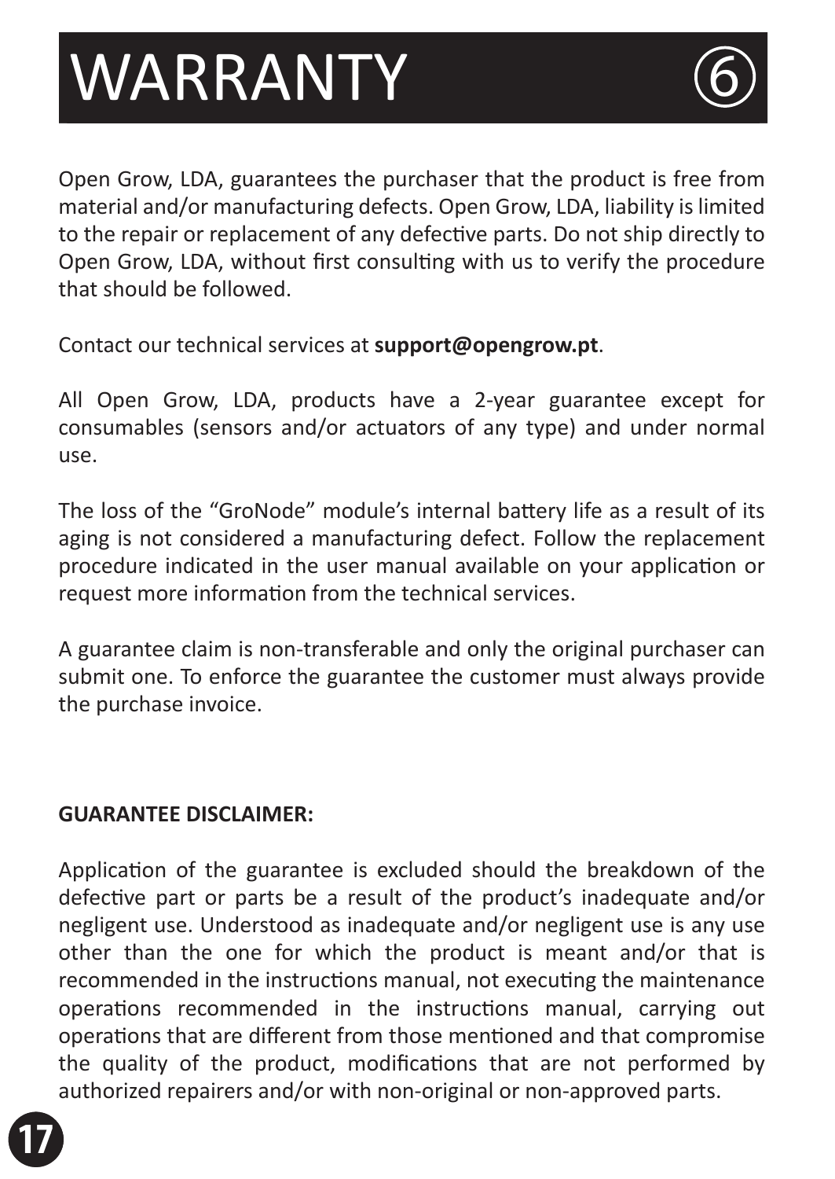# WARRANTY ⑥

Open Grow, LDA, guarantees the purchaser that the product is free from material and/or manufacturing defects. Open Grow, LDA, liability is limited to the repair or replacement of any defective parts. Do not ship directly to Open Grow, LDA, without first consulting with us to verify the procedure that should be followed.

Contact our technical services at **support@opengrow.pt**.

All Open Grow, LDA, products have a 2-year guarantee except for consumables (sensors and/or actuators of any type) and under normal use.

The loss of the "GroNode" module's internal battery life as a result of its aging is not considered a manufacturing defect. Follow the replacement procedure indicated in the user manual available on your application or request more information from the technical services.

A guarantee claim is non-transferable and only the original purchaser can submit one. To enforce the guarantee the customer must always provide the purchase invoice.

**GUARANTEE DISCLAIMER:**

Application of the guarantee is excluded should the breakdown of the defective part or parts be a result of the product's inadequate and/or negligent use. Understood as inadequate and/or negligent use is any use other than the one for which the product is meant and/or that is recommended in the instructions manual, not executing the maintenance operations recommended in the instructions manual, carrying out operations that are different from those mentioned and that compromise the quality of the product, modifications that are not performed by authorized repairers and/or with non-original or non-approved parts.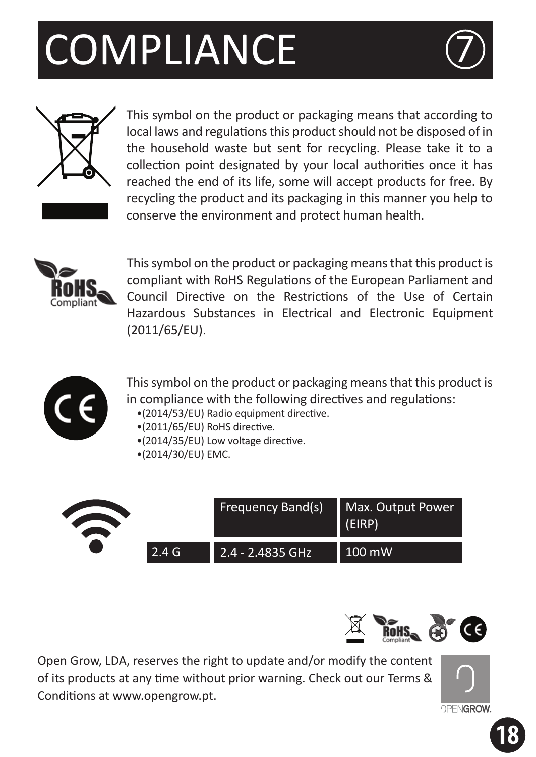# COMPLIANCE ⑦

This symbol on the product or packaging means that according to local laws and regulations this product should not be disposed of in the household waste but sent for recycling. Please take it to a collection point designated by your local authorities once it has reached the end of its life, some will accept products for free. By recycling the product and its packaging in this manner you help to conserve the environment and protect human health.

This symbol on the product or packaging means that this product is compliant with RoHS Regulations of the European Parliament and Council Directive on the Restrictions of the Use of Certain Hazardous Substances in Electrical and Electronic Equipment (2011/65/EU).

This symbol on the product or packaging means that this product is in compliance with the following directives and regulations:

- (2014/53/EU) Radio equipment directive.
- (2011/65/EU) RoHS directive.
- (2014/35/EU) Low voltage directive.
- (2014/30/EU) EMC.

| | Frequency Band(s) | Max. Output Power (EIRP) |
|---|---|---|
| 2.4 G | 2.4 - 2.4835 GHz | 100 mW |

Open Grow, LDA, reserves the right to update and/or modify the content of its products at any time without prior warning. Check out our Terms & Conditions at www.opengrow.pt.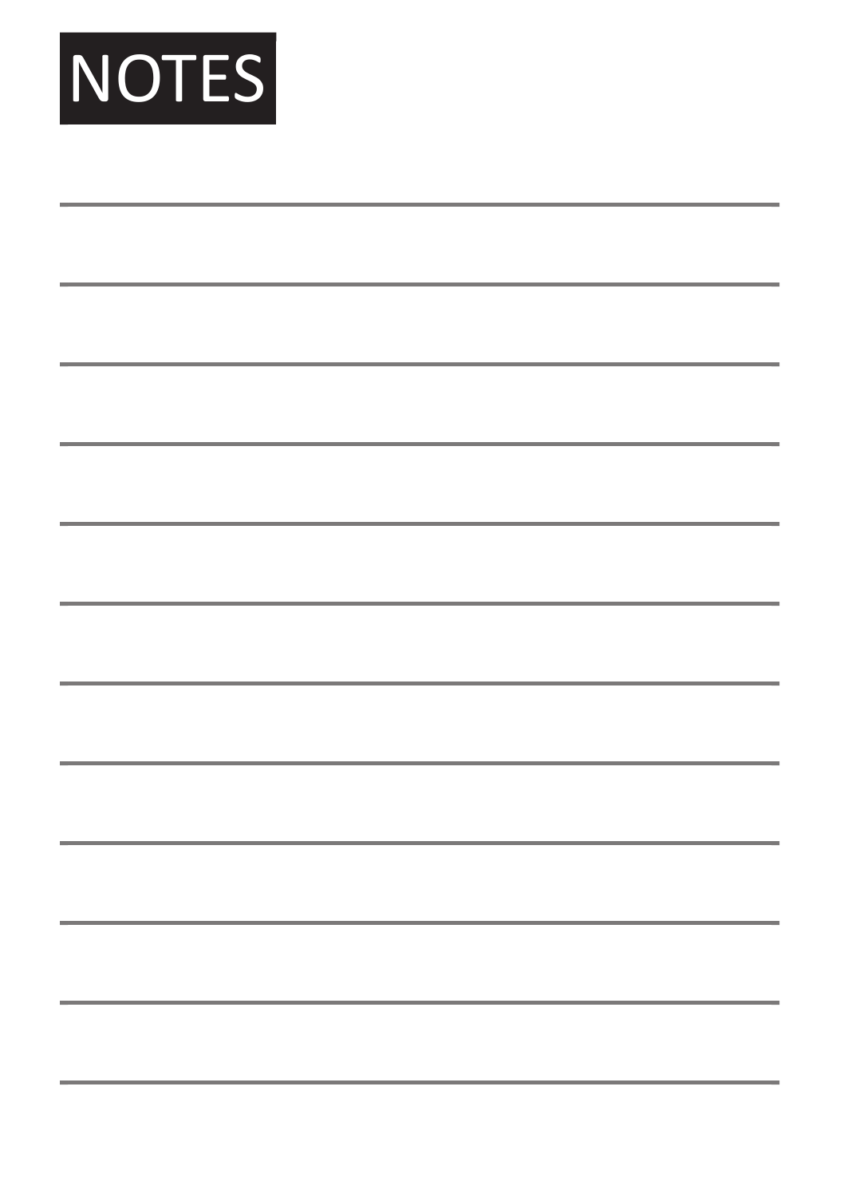# NOTES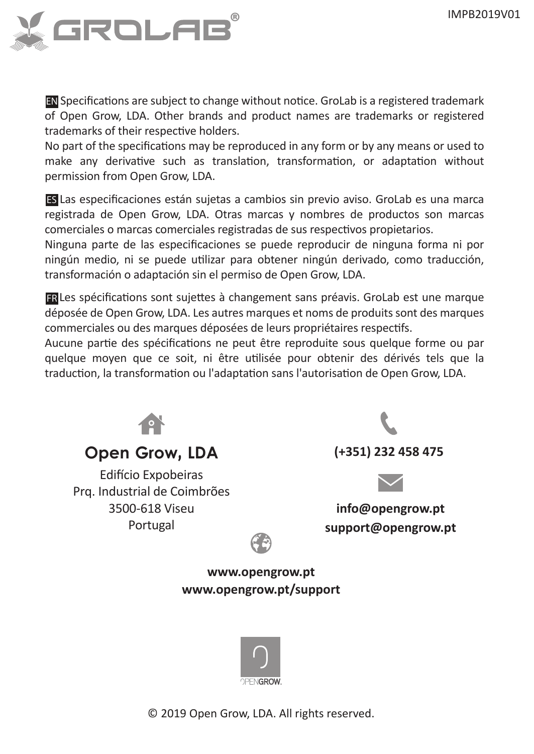IMPB2019V01

EN Specifications are subject to change without notice. GroLab is a registered trademark of Open Grow, LDA. Other brands and product names are trademarks or registered trademarks of their respective holders.
No part of the specifications may be reproduced in any form or by any means or used to make any derivative such as translation, transformation, or adaptation without permission from Open Grow, LDA.

ES Las especificaciones están sujetas a cambios sin previo aviso. GroLab es una marca registrada de Open Grow, LDA. Otras marcas y nombres de productos son marcas comerciales o marcas comerciales registradas de sus respectivos propietarios.
Ninguna parte de las especificaciones se puede reproducir de ninguna forma ni por ningún medio, ni se puede utilizar para obtener ningún derivado, como traducción, transformación o adaptación sin el permiso de Open Grow, LDA.

FR Les spécifications sont sujettes à changement sans préavis. GroLab est une marque déposée de Open Grow, LDA. Les autres marques et noms de produits sont des marques commerciales ou des marques déposées de leurs propriétaires respectifs.
Aucune partie des spécifications ne peut être reproduite sous quelque forme ou par quelque moyen que ce soit, ni être utilisée pour obtenir des dérivés tels que la traduction, la transformation ou l'adaptation sans l'autorisation de Open Grow, LDA.

**Open Grow, LDA**

Edifício Expobeiras
Prq. Industrial de Coimbrões
3500-618 Viseu
Portugal

**(+351) 232 458 475**

**info@opengrow.pt**
**support@opengrow.pt**

**www.opengrow.pt**
**www.opengrow.pt/support**

© 2019 Open Grow, LDA. All rights reserved.